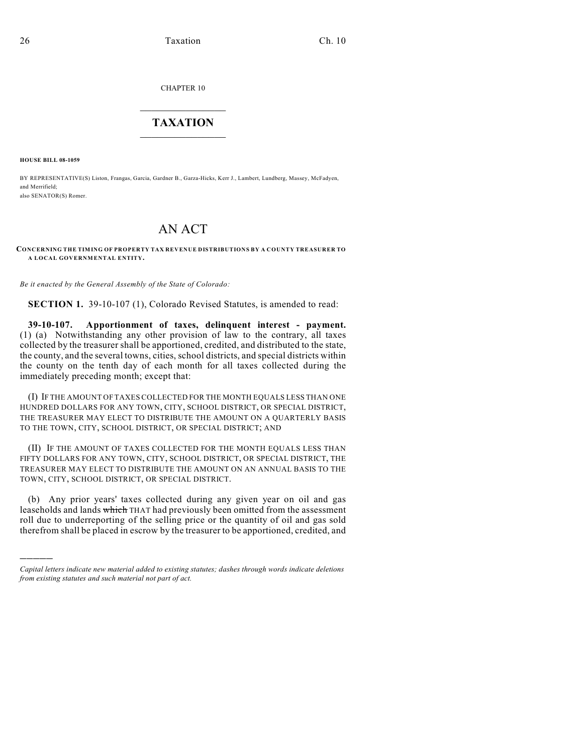CHAPTER 10

# TAXATION

**HOUSE BILL 08-1059**

BY REPRESENTATIVE(S) Liston, Frangas, Garcia, Gardner B., Garza-Hicks, Kerr J., Lambert, Lundberg, Massey, McFadyen, and Merrifield;
also SENATOR(S) Romer.

# AN ACT

**CONCERNING THE TIMING OF PROPERTY TAX REVENUE DISTRIBUTIONS BY A COUNTY TREASURER TO A LOCAL GOVERNMENTAL ENTITY.**

*Be it enacted by the General Assembly of the State of Colorado:*

**SECTION 1.** 39-10-107 (1), Colorado Revised Statutes, is amended to read:

**39-10-107. Apportionment of taxes, delinquent interest - payment.** (1) (a) Notwithstanding any other provision of law to the contrary, all taxes collected by the treasurer shall be apportioned, credited, and distributed to the state, the county, and the several towns, cities, school districts, and special districts within the county on the tenth day of each month for all taxes collected during the immediately preceding month; except that:

(I) IF THE AMOUNT OF TAXES COLLECTED FOR THE MONTH EQUALS LESS THAN ONE HUNDRED DOLLARS FOR ANY TOWN, CITY, SCHOOL DISTRICT, OR SPECIAL DISTRICT, THE TREASURER MAY ELECT TO DISTRIBUTE THE AMOUNT ON A QUARTERLY BASIS TO THE TOWN, CITY, SCHOOL DISTRICT, OR SPECIAL DISTRICT; AND

(II) IF THE AMOUNT OF TAXES COLLECTED FOR THE MONTH EQUALS LESS THAN FIFTY DOLLARS FOR ANY TOWN, CITY, SCHOOL DISTRICT, OR SPECIAL DISTRICT, THE TREASURER MAY ELECT TO DISTRIBUTE THE AMOUNT ON AN ANNUAL BASIS TO THE TOWN, CITY, SCHOOL DISTRICT, OR SPECIAL DISTRICT.

(b) Any prior years' taxes collected during any given year on oil and gas leaseholds and lands ~~which~~ THAT had previously been omitted from the assessment roll due to underreporting of the selling price or the quantity of oil and gas sold therefrom shall be placed in escrow by the treasurer to be apportioned, credited, and

*Capital letters indicate new material added to existing statutes; dashes through words indicate deletions from existing statutes and such material not part of act.*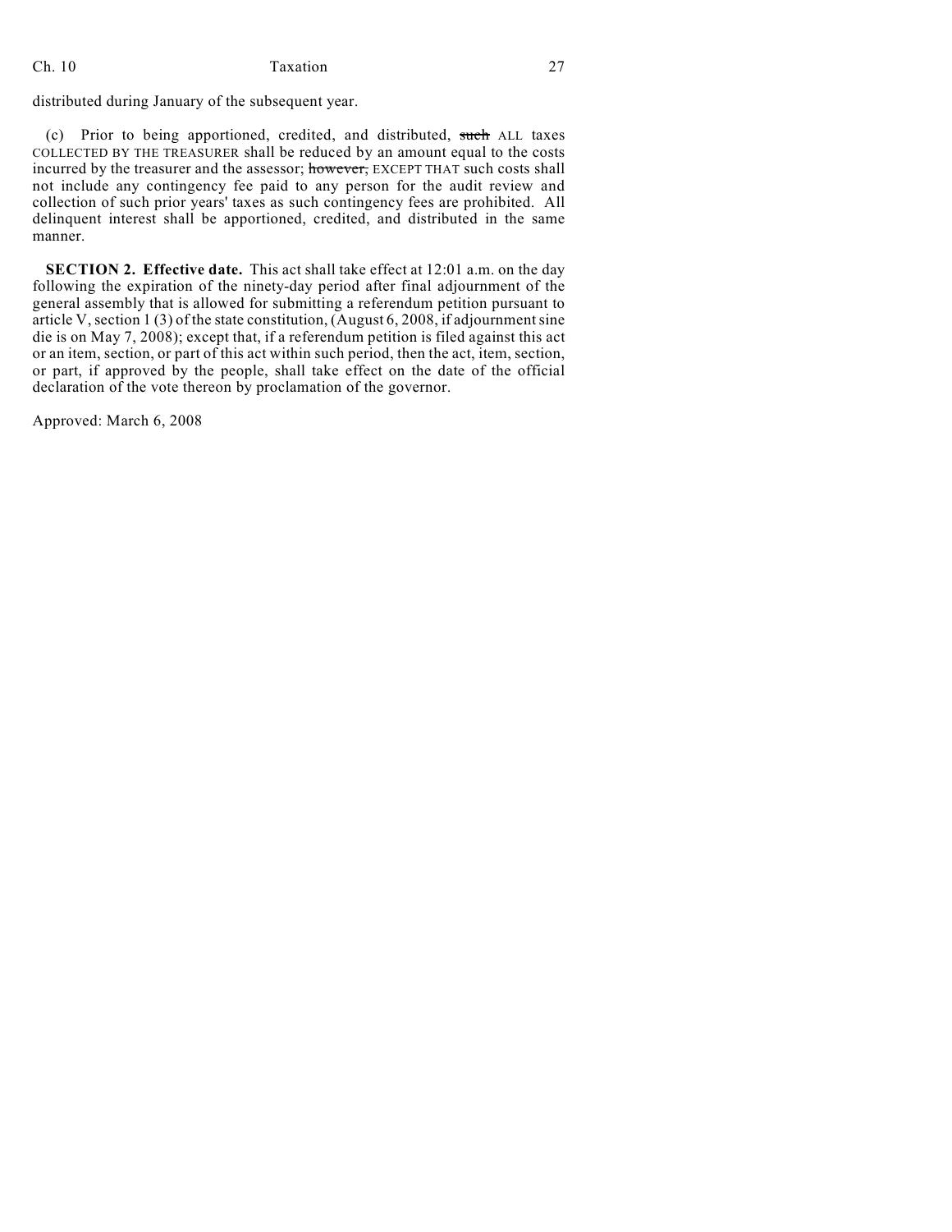distributed during January of the subsequent year.

(c) Prior to being apportioned, credited, and distributed, ~~such~~ ALL taxes COLLECTED BY THE TREASURER shall be reduced by an amount equal to the costs incurred by the treasurer and the assessor; ~~however,~~ EXCEPT THAT such costs shall not include any contingency fee paid to any person for the audit review and collection of such prior years' taxes as such contingency fees are prohibited. All delinquent interest shall be apportioned, credited, and distributed in the same manner.

**SECTION 2. Effective date.** This act shall take effect at 12:01 a.m. on the day following the expiration of the ninety-day period after final adjournment of the general assembly that is allowed for submitting a referendum petition pursuant to article V, section 1 (3) of the state constitution, (August 6, 2008, if adjournment sine die is on May 7, 2008); except that, if a referendum petition is filed against this act or an item, section, or part of this act within such period, then the act, item, section, or part, if approved by the people, shall take effect on the date of the official declaration of the vote thereon by proclamation of the governor.

Approved: March 6, 2008